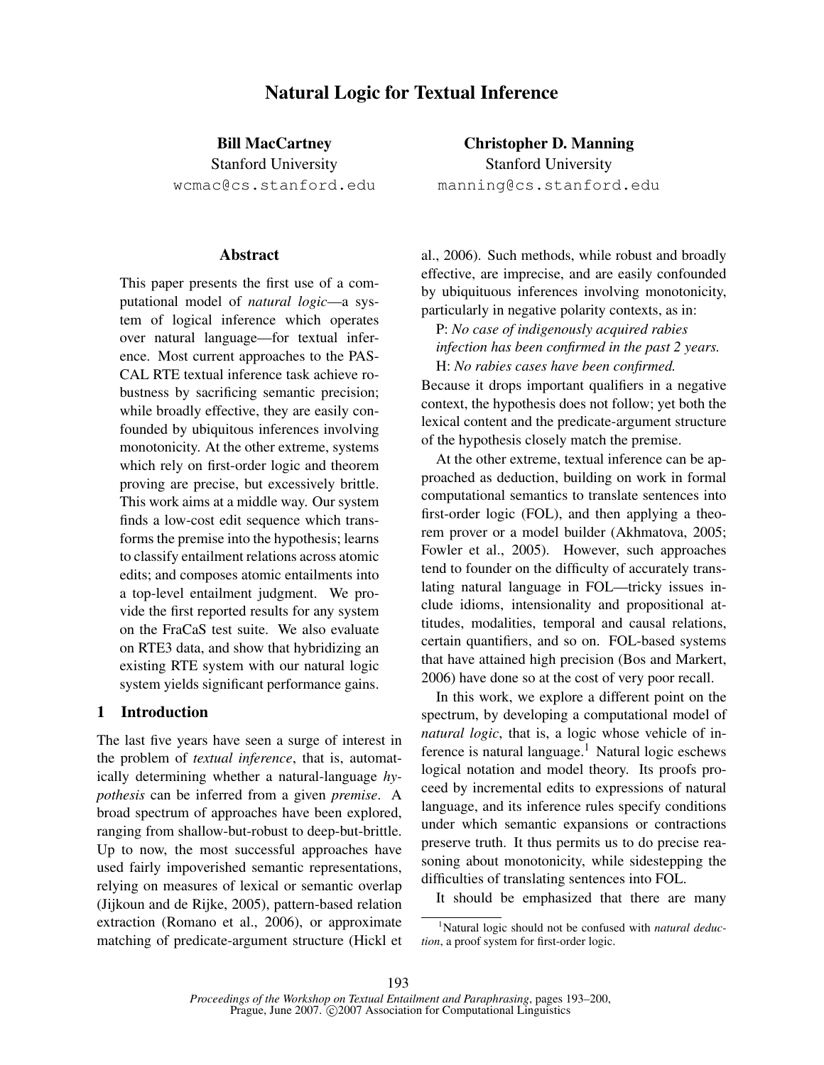# Natural Logic for Textual Inference

**Bill MacCartney**
Stanford University
wcmac@cs.stanford.edu

**Christopher D. Manning**
Stanford University
manning@cs.stanford.edu

## Abstract

This paper presents the first use of a computational model of *natural logic*—a system of logical inference which operates over natural language—for textual inference. Most current approaches to the PASCAL RTE textual inference task achieve robustness by sacrificing semantic precision; while broadly effective, they are easily confounded by ubiquitous inferences involving monotonicity. At the other extreme, systems which rely on first-order logic and theorem proving are precise, but excessively brittle. This work aims at a middle way. Our system finds a low-cost edit sequence which transforms the premise into the hypothesis; learns to classify entailment relations across atomic edits; and composes atomic entailments into a top-level entailment judgment. We provide the first reported results for any system on the FraCaS test suite. We also evaluate on RTE3 data, and show that hybridizing an existing RTE system with our natural logic system yields significant performance gains.

## 1 Introduction

The last five years have seen a surge of interest in the problem of *textual inference*, that is, automatically determining whether a natural-language *hypothesis* can be inferred from a given *premise*. A broad spectrum of approaches have been explored, ranging from shallow-but-robust to deep-but-brittle. Up to now, the most successful approaches have used fairly impoverished semantic representations, relying on measures of lexical or semantic overlap (Jijkoun and de Rijke, 2005), pattern-based relation extraction (Romano et al., 2006), or approximate matching of predicate-argument structure (Hickl et al., 2006). Such methods, while robust and broadly effective, are imprecise, and are easily confounded by ubiquituous inferences involving monotonicity, particularly in negative polarity contexts, as in:

P: *No case of indigenously acquired rabies infection has been confirmed in the past 2 years.*
H: *No rabies cases have been confirmed.*

Because it drops important qualifiers in a negative context, the hypothesis does not follow; yet both the lexical content and the predicate-argument structure of the hypothesis closely match the premise.

At the other extreme, textual inference can be approached as deduction, building on work in formal computational semantics to translate sentences into first-order logic (FOL), and then applying a theorem prover or a model builder (Akhmatova, 2005; Fowler et al., 2005). However, such approaches tend to founder on the difficulty of accurately translating natural language in FOL—tricky issues include idioms, intensionality and propositional attitudes, modalities, temporal and causal relations, certain quantifiers, and so on. FOL-based systems that have attained high precision (Bos and Markert, 2006) have done so at the cost of very poor recall.

In this work, we explore a different point on the spectrum, by developing a computational model of *natural logic*, that is, a logic whose vehicle of inference is natural language.[1] Natural logic eschews logical notation and model theory. Its proofs proceed by incremental edits to expressions of natural language, and its inference rules specify conditions under which semantic expansions or contractions preserve truth. It thus permits us to do precise reasoning about monotonicity, while sidestepping the difficulties of translating sentences into FOL.

It should be emphasized that there are many

[1] Natural logic should not be confused with *natural deduction*, a proof system for first-order logic.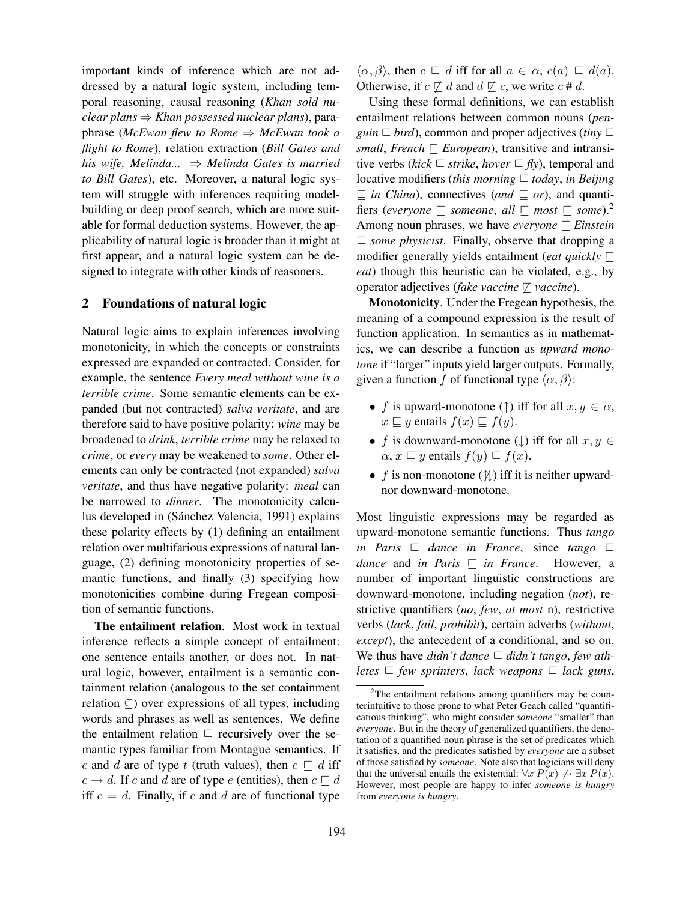important kinds of inference which are not addressed by a natural logic system, including temporal reasoning, causal reasoning (*Khan sold nuclear plans* ⇒ *Khan possessed nuclear plans*), paraphrase (*McEwan flew to Rome* ⇒ *McEwan took a flight to Rome*), relation extraction (*Bill Gates and his wife, Melinda...* ⇒ *Melinda Gates is married to Bill Gates*), etc. Moreover, a natural logic system will struggle with inferences requiring model-building or deep proof search, which are more suitable for formal deduction systems. However, the applicability of natural logic is broader than it might at first appear, and a natural logic system can be designed to integrate with other kinds of reasoners.

## 2 Foundations of natural logic

Natural logic aims to explain inferences involving monotonicity, in which the concepts or constraints expressed are expanded or contracted. Consider, for example, the sentence *Every meal without wine is a terrible crime*. Some semantic elements can be expanded (but not contracted) *salva veritate*, and are therefore said to have positive polarity: *wine* may be broadened to *drink*, *terrible crime* may be relaxed to *crime*, or *every* may be weakened to *some*. Other elements can only be contracted (not expanded) *salva veritate*, and thus have negative polarity: *meal* can be narrowed to *dinner*. The monotonicity calculus developed in (Sánchez Valencia, 1991) explains these polarity effects by (1) defining an entailment relation over multifarious expressions of natural language, (2) defining monotonicity properties of semantic functions, and finally (3) specifying how monotonicities combine during Fregean composition of semantic functions.

**The entailment relation**. Most work in textual inference reflects a simple concept of entailment: one sentence entails another, or does not. In natural logic, however, entailment is a semantic containment relation (analogous to the set containment relation $\subseteq$) over expressions of all types, including words and phrases as well as sentences. We define the entailment relation $\sqsubseteq$ recursively over the semantic types familiar from Montague semantics. If $c$ and $d$ are of type $t$ (truth values), then $c \sqsubseteq d$ iff $c \rightarrow d$. If $c$ and $d$ are of type $e$ (entities), then $c \sqsubseteq d$ iff $c = d$. Finally, if $c$ and $d$ are of functional type $\langle \alpha, \beta \rangle$, then $c \sqsubseteq d$ iff for all $a \in \alpha$, $c(a) \sqsubseteq d(a)$. Otherwise, if $c \not\sqsubseteq d$ and $d \not\sqsubseteq c$, we write $c \# d$.

Using these formal definitions, we can establish entailment relations between common nouns (*penguin* $\sqsubseteq$ *bird*), common and proper adjectives (*tiny* $\sqsubseteq$ *small*, *French* $\sqsubseteq$ *European*), transitive and intransitive verbs (*kick* $\sqsubseteq$ *strike*, *hover* $\sqsubseteq$ *fly*), temporal and locative modifiers (*this morning* $\sqsubseteq$ *today*, *in Beijing* $\sqsubseteq$ *in China*), connectives (*and* $\sqsubseteq$ *or*), and quantifiers (*everyone* $\sqsubseteq$ *someone*, *all* $\sqsubseteq$ *most* $\sqsubseteq$ *some*).[2] Among noun phrases, we have *everyone* $\sqsubseteq$ *Einstein* $\sqsubseteq$ *some physicist*. Finally, observe that dropping a modifier generally yields entailment (*eat quickly* $\sqsubseteq$ *eat*) though this heuristic can be violated, e.g., by operator adjectives (*fake vaccine* $\not\sqsubseteq$ *vaccine*).

**Monotonicity**. Under the Fregean hypothesis, the meaning of a compound expression is the result of function application. In semantics as in mathematics, we can describe a function as *upward monotone* if "larger" inputs yield larger outputs. Formally, given a function $f$ of functional type $\langle \alpha, \beta \rangle$:

- $f$ is upward-monotone ($\uparrow$) iff for all $x, y \in \alpha$, $x \sqsubseteq y$ entails $f(x) \sqsubseteq f(y)$.
- $f$ is downward-monotone ($\downarrow$) iff for all $x, y \in \alpha$, $x \sqsubseteq y$ entails $f(y) \sqsubseteq f(x)$.
- $f$ is non-monotone ($\not\updownarrow$) iff it is neither upward- nor downward-monotone.

Most linguistic expressions may be regarded as upward-monotone semantic functions. Thus *tango in Paris* $\sqsubseteq$ *dance in France*, since *tango* $\sqsubseteq$ *dance* and *in Paris* $\sqsubseteq$ *in France*. However, a number of important linguistic constructions are downward-monotone, including negation (*not*), restrictive quantifiers (*no*, *few*, *at most* n), restrictive verbs (*lack*, *fail*, *prohibit*), certain adverbs (*without*, *except*), the antecedent of a conditional, and so on. We thus have *didn't dance* $\sqsubseteq$ *didn't tango*, *few athletes* $\sqsubseteq$ *few sprinters*, *lack weapons* $\sqsubseteq$ *lack guns*,

[2]The entailment relations among quantifiers may be counterintuitive to those prone to what Peter Geach called "quantificatious thinking", who might consider *someone* "smaller" than *everyone*. But in the theory of generalized quantifiers, the denotation of a quantified noun phrase is the set of predicates which it satisfies, and the predicates satisfied by *everyone* are a subset of those satisfied by *someone*. Note also that logicians will deny that the universal entails the existential: $\forall x\, P(x) \not\rightarrow \exists x\, P(x)$. However, most people are happy to infer *someone is hungry* from *everyone is hungry*.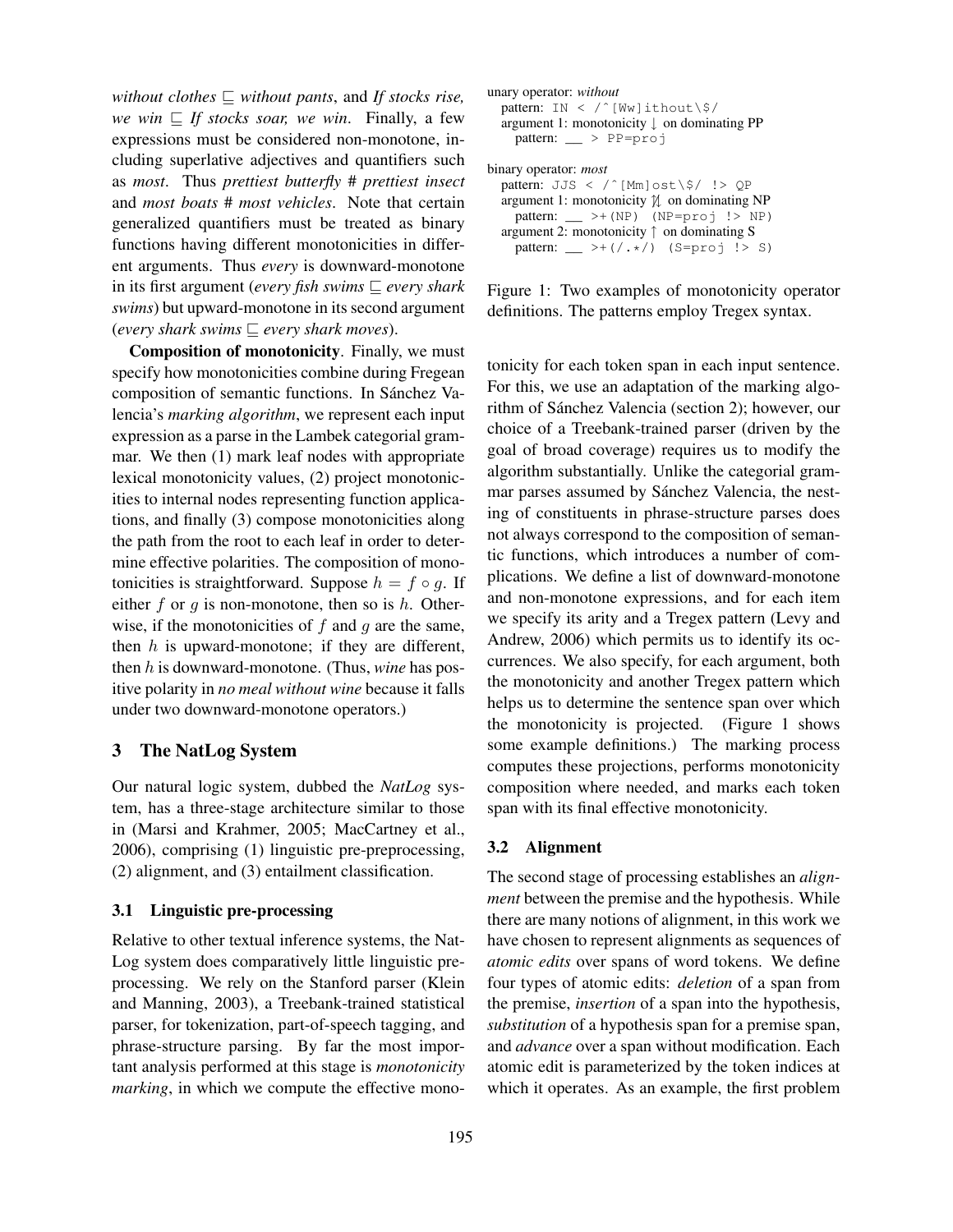*without clothes* $\sqsubseteq$ *without pants*, and *If stocks rise, we win* $\sqsubseteq$ *If stocks soar, we win*. Finally, a few expressions must be considered non-monotone, including superlative adjectives and quantifiers such as *most*. Thus *prettiest butterfly* # *prettiest insect* and *most boats* # *most vehicles*. Note that certain generalized quantifiers must be treated as binary functions having different monotonicities in different arguments. Thus *every* is downward-monotone in its first argument (*every fish swims* $\sqsubseteq$ *every shark swims*) but upward-monotone in its second argument (*every shark swims* $\sqsubseteq$ *every shark moves*).

**Composition of monotonicity**. Finally, we must specify how monotonicities combine during Fregean composition of semantic functions. In Sánchez Valencia's *marking algorithm*, we represent each input expression as a parse in the Lambek categorial grammar. We then (1) mark leaf nodes with appropriate lexical monotonicity values, (2) project monotonicities to internal nodes representing function applications, and finally (3) compose monotonicities along the path from the root to each leaf in order to determine effective polarities. The composition of monotonicities is straightforward. Suppose $h = f \circ g$. If either $f$ or $g$ is non-monotone, then so is $h$. Otherwise, if the monotonicities of $f$ and $g$ are the same, then $h$ is upward-monotone; if they are different, then $h$ is downward-monotone. (Thus, *wine* has positive polarity in *no meal without wine* because it falls under two downward-monotone operators.)

## 3 The NatLog System

Our natural logic system, dubbed the *NatLog* system, has a three-stage architecture similar to those in (Marsi and Krahmer, 2005; MacCartney et al., 2006), comprising (1) linguistic pre-preprocessing, (2) alignment, and (3) entailment classification.

### 3.1 Linguistic pre-processing

Relative to other textual inference systems, the NatLog system does comparatively little linguistic preprocessing. We rely on the Stanford parser (Klein and Manning, 2003), a Treebank-trained statistical parser, for tokenization, part-of-speech tagging, and phrase-structure parsing. By far the most important analysis performed at this stage is *monotonicity marking*, in which we compute the effective monotonicity for each token span in each input sentence. For this, we use an adaptation of the marking algorithm of Sánchez Valencia (section 2); however, our choice of a Treebank-trained parser (driven by the goal of broad coverage) requires us to modify the algorithm substantially. Unlike the categorial grammar parses assumed by Sánchez Valencia, the nesting of constituents in phrase-structure parses does not always correspond to the composition of semantic functions, which introduces a number of complications. We define a list of downward-monotone and non-monotone expressions, and for each item we specify its arity and a Tregex pattern (Levy and Andrew, 2006) which permits us to identify its occurrences. We also specify, for each argument, both the monotonicity and another Tregex pattern which helps us to determine the sentence span over which the monotonicity is projected. (Figure 1 shows some example definitions.) The marking process computes these projections, performs monotonicity composition where needed, and marks each token span with its final effective monotonicity.

```
unary operator: without
  pattern: IN < /^[Ww]ithout\$/
  argument 1: monotonicity ↓ on dominating PP
    pattern: __ > PP=proj

binary operator: most
  pattern: JJS < /^[Mm]ost\$/ !> QP
  argument 1: monotonicity ↑̸↓ on dominating NP
    pattern: __ >+(NP) (NP=proj !> NP)
  argument 2: monotonicity ↑ on dominating S
    pattern: __ >+(/.*/) (S=proj !> S)
```

Figure 1: Two examples of monotonicity operator definitions. The patterns employ Tregex syntax.

### 3.2 Alignment

The second stage of processing establishes an *alignment* between the premise and the hypothesis. While there are many notions of alignment, in this work we have chosen to represent alignments as sequences of *atomic edits* over spans of word tokens. We define four types of atomic edits: *deletion* of a span from the premise, *insertion* of a span into the hypothesis, *substitution* of a hypothesis span for a premise span, and *advance* over a span without modification. Each atomic edit is parameterized by the token indices at which it operates. As an example, the first problem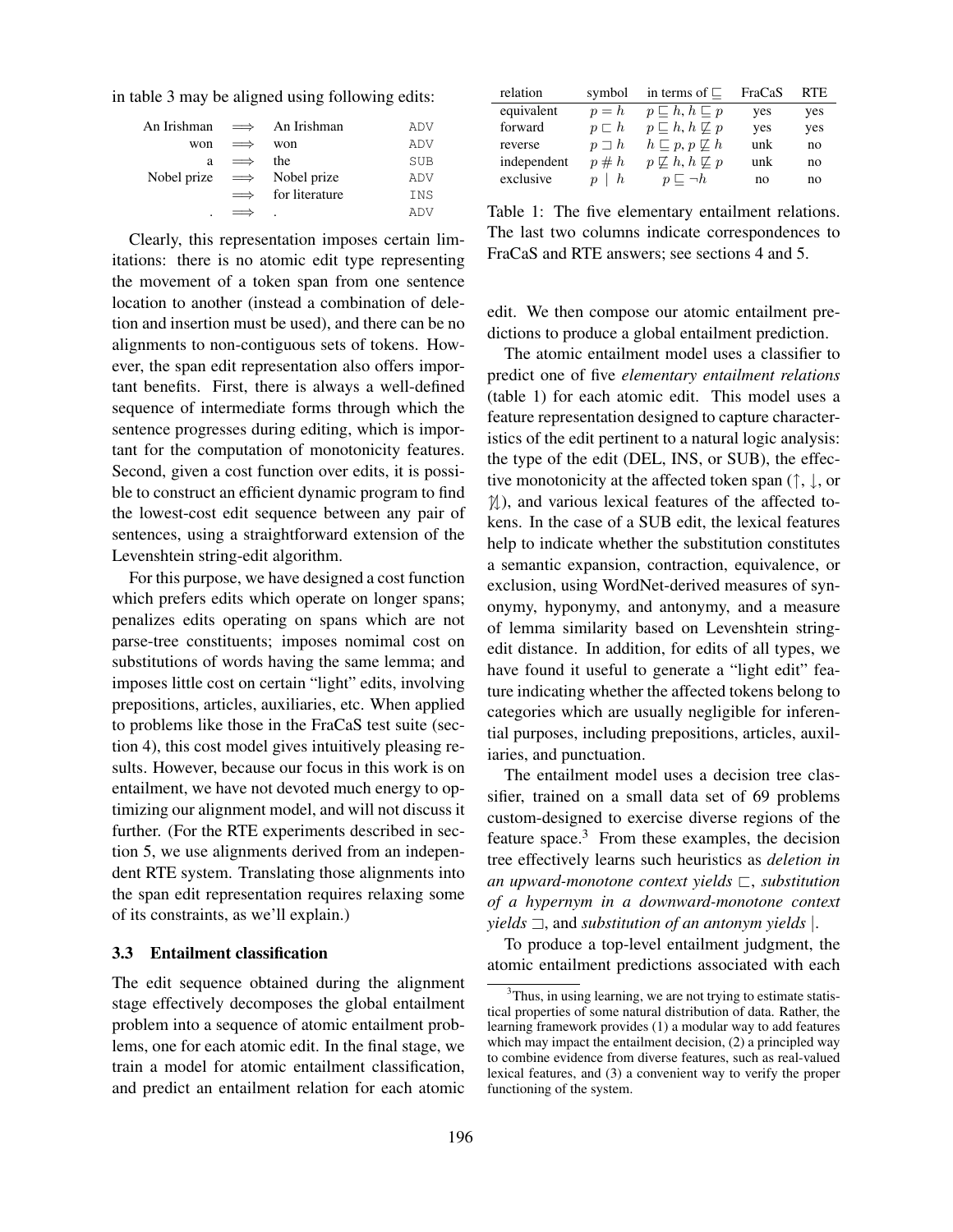in table 3 may be aligned using following edits:

| | | | |
|---|---|---|---|
| An Irishman | $\Longrightarrow$ | An Irishman | ADV |
| won | $\Longrightarrow$ | won | ADV |
| a | $\Longrightarrow$ | the | SUB |
| Nobel prize | $\Longrightarrow$ | Nobel prize | ADV |
| | $\Longrightarrow$ | for literature | INS |
| . | $\Longrightarrow$ | . | ADV |

Clearly, this representation imposes certain limitations: there is no atomic edit type representing the movement of a token span from one sentence location to another (instead a combination of deletion and insertion must be used), and there can be no alignments to non-contiguous sets of tokens. However, the span edit representation also offers important benefits. First, there is always a well-defined sequence of intermediate forms through which the sentence progresses during editing, which is important for the computation of monotonicity features. Second, given a cost function over edits, it is possible to construct an efficient dynamic program to find the lowest-cost edit sequence between any pair of sentences, using a straightforward extension of the Levenshtein string-edit algorithm.

For this purpose, we have designed a cost function which prefers edits which operate on longer spans; penalizes edits operating on spans which are not parse-tree constituents; imposes nomimal cost on substitutions of words having the same lemma; and imposes little cost on certain "light" edits, involving prepositions, articles, auxiliaries, etc. When applied to problems like those in the FraCaS test suite (section 4), this cost model gives intuitively pleasing results. However, because our focus in this work is on entailment, we have not devoted much energy to optimizing our alignment model, and will not discuss it further. (For the RTE experiments described in section 5, we use alignments derived from an independent RTE system. Translating those alignments into the span edit representation requires relaxing some of its constraints, as we'll explain.)

### 3.3 Entailment classification

The edit sequence obtained during the alignment stage effectively decomposes the global entailment problem into a sequence of atomic entailment problems, one for each atomic edit. In the final stage, we train a model for atomic entailment classification, and predict an entailment relation for each atomic edit. We then compose our atomic entailment predictions to produce a global entailment prediction.

| relation | symbol | in terms of $\sqsubseteq$ | FraCaS | RTE |
|---|---|---|---|---|
| equivalent | $p = h$ | $p \sqsubseteq h, h \sqsubseteq p$ | yes | yes |
| forward | $p \sqsubset h$ | $p \sqsubseteq h, h \not\sqsubseteq p$ | yes | yes |
| reverse | $p \sqsupset h$ | $h \sqsubseteq p, p \not\sqsubseteq h$ | unk | no |
| independent | $p \# h$ | $p \not\sqsubseteq h, h \not\sqsubseteq p$ | unk | no |
| exclusive | $p \mid h$ | $p \sqsubseteq \neg h$ | no | no |

Table 1: The five elementary entailment relations. The last two columns indicate correspondences to FraCaS and RTE answers; see sections 4 and 5.

The atomic entailment model uses a classifier to predict one of five *elementary entailment relations* (table 1) for each atomic edit. This model uses a feature representation designed to capture characteristics of the edit pertinent to a natural logic analysis: the type of the edit (DEL, INS, or SUB), the effective monotonicity at the affected token span ($\uparrow$, $\downarrow$, or $\updownarrow$), and various lexical features of the affected tokens. In the case of a SUB edit, the lexical features help to indicate whether the substitution constitutes a semantic expansion, contraction, equivalence, or exclusion, using WordNet-derived measures of synonymy, hyponymy, and antonymy, and a measure of lemma similarity based on Levenshtein string-edit distance. In addition, for edits of all types, we have found it useful to generate a "light edit" feature indicating whether the affected tokens belong to categories which are usually negligible for inferential purposes, including prepositions, articles, auxiliaries, and punctuation.

The entailment model uses a decision tree classifier, trained on a small data set of 69 problems custom-designed to exercise diverse regions of the feature space.[3] From these examples, the decision tree effectively learns such heuristics as *deletion in an upward-monotone context yields* $\sqsubset$, *substitution of a hypernym in a downward-monotone context yields* $\sqsupset$, and *substitution of an antonym yields* $\mid$.

To produce a top-level entailment judgment, the atomic entailment predictions associated with each

[3] Thus, in using learning, we are not trying to estimate statistical properties of some natural distribution of data. Rather, the learning framework provides (1) a modular way to add features which may impact the entailment decision, (2) a principled way to combine evidence from diverse features, such as real-valued lexical features, and (3) a convenient way to verify the proper functioning of the system.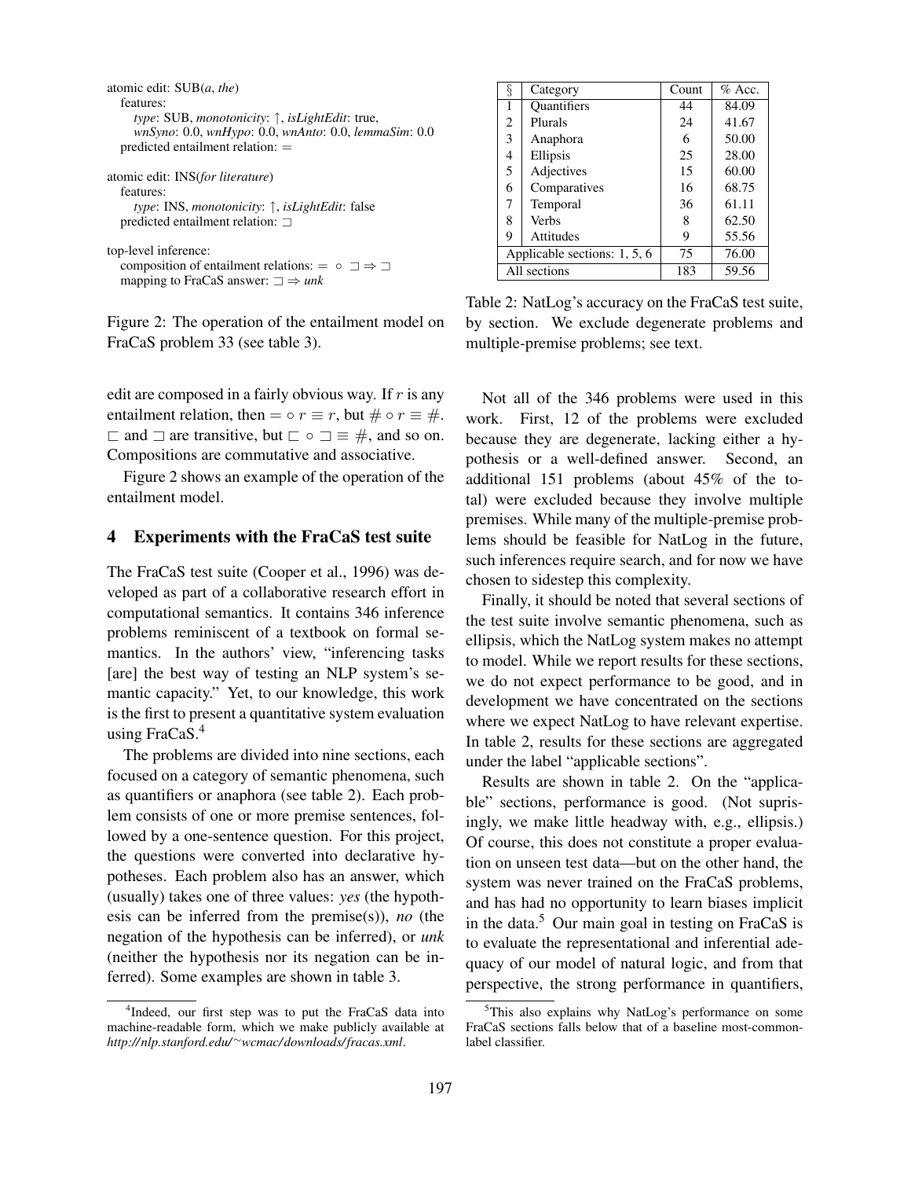atomic edit: SUB(*a*, *the*)
  features:
    *type*: SUB, *monotonicity*: ↑, *isLightEdit*: true,
    *wnSyno*: 0.0, *wnHypo*: 0.0, *wnAnto*: 0.0, *lemmaSim*: 0.0
  predicted entailment relation: $=$

atomic edit: INS(*for literature*)
  features:
    *type*: INS, *monotonicity*: ↑, *isLightEdit*: false
  predicted entailment relation: $\sqsupset$

top-level inference:
  composition of entailment relations: $= \circ \sqsupset \Rightarrow \sqsupset$
  mapping to FraCaS answer: $\sqsupset \Rightarrow$ *unk*

Figure 2: The operation of the entailment model on FraCaS problem 33 (see table 3).

edit are composed in a fairly obvious way. If $r$ is any entailment relation, then $= \circ r \equiv r$, but $\# \circ r \equiv \#$. $\sqsubset$ and $\sqsupset$ are transitive, but $\sqsubset \circ \sqsupset \equiv \#$, and so on. Compositions are commutative and associative.

Figure 2 shows an example of the operation of the entailment model.

## 4 Experiments with the FraCaS test suite

The FraCaS test suite (Cooper et al., 1996) was developed as part of a collaborative research effort in computational semantics. It contains 346 inference problems reminiscent of a textbook on formal semantics. In the authors' view, "inferencing tasks [are] the best way of testing an NLP system's semantic capacity." Yet, to our knowledge, this work is the first to present a quantitative system evaluation using FraCaS.[4]

The problems are divided into nine sections, each focused on a category of semantic phenomena, such as quantifiers or anaphora (see table 2). Each problem consists of one or more premise sentences, followed by a one-sentence question. For this project, the questions were converted into declarative hypotheses. Each problem also has an answer, which (usually) takes one of three values: *yes* (the hypothesis can be inferred from the premise(s)), *no* (the negation of the hypothesis can be inferred), or *unk* (neither the hypothesis nor its negation can be inferred). Some examples are shown in table 3.

[4]Indeed, our first step was to put the FraCaS data into machine-readable form, which we make publicly available at *http://nlp.stanford.edu/~wcmac/downloads/fracas.xml*.

| § | Category | Count | % Acc. |
|---|---|---|---|
| 1 | Quantifiers | 44 | 84.09 |
| 2 | Plurals | 24 | 41.67 |
| 3 | Anaphora | 6 | 50.00 |
| 4 | Ellipsis | 25 | 28.00 |
| 5 | Adjectives | 15 | 60.00 |
| 6 | Comparatives | 16 | 68.75 |
| 7 | Temporal | 36 | 61.11 |
| 8 | Verbs | 8 | 62.50 |
| 9 | Attitudes | 9 | 55.56 |
| Applicable sections: 1, 5, 6 | | 75 | 76.00 |
| All sections | | 183 | 59.56 |

Table 2: NatLog's accuracy on the FraCaS test suite, by section. We exclude degenerate problems and multiple-premise problems; see text.

Not all of the 346 problems were used in this work. First, 12 of the problems were excluded because they are degenerate, lacking either a hypothesis or a well-defined answer. Second, an additional 151 problems (about 45% of the total) were excluded because they involve multiple premises. While many of the multiple-premise problems should be feasible for NatLog in the future, such inferences require search, and for now we have chosen to sidestep this complexity.

Finally, it should be noted that several sections of the test suite involve semantic phenomena, such as ellipsis, which the NatLog system makes no attempt to model. While we report results for these sections, we do not expect performance to be good, and in development we have concentrated on the sections where we expect NatLog to have relevant expertise. In table 2, results for these sections are aggregated under the label "applicable sections".

Results are shown in table 2. On the "applicable" sections, performance is good. (Not suprisingly, we make little headway with, e.g., ellipsis.) Of course, this does not constitute a proper evaluation on unseen test data—but on the other hand, the system was never trained on the FraCaS problems, and has had no opportunity to learn biases implicit in the data.[5] Our main goal in testing on FraCaS is to evaluate the representational and inferential adequacy of our model of natural logic, and from that perspective, the strong performance in quantifiers,

[5]This also explains why NatLog's performance on some FraCaS sections falls below that of a baseline most-common-label classifier.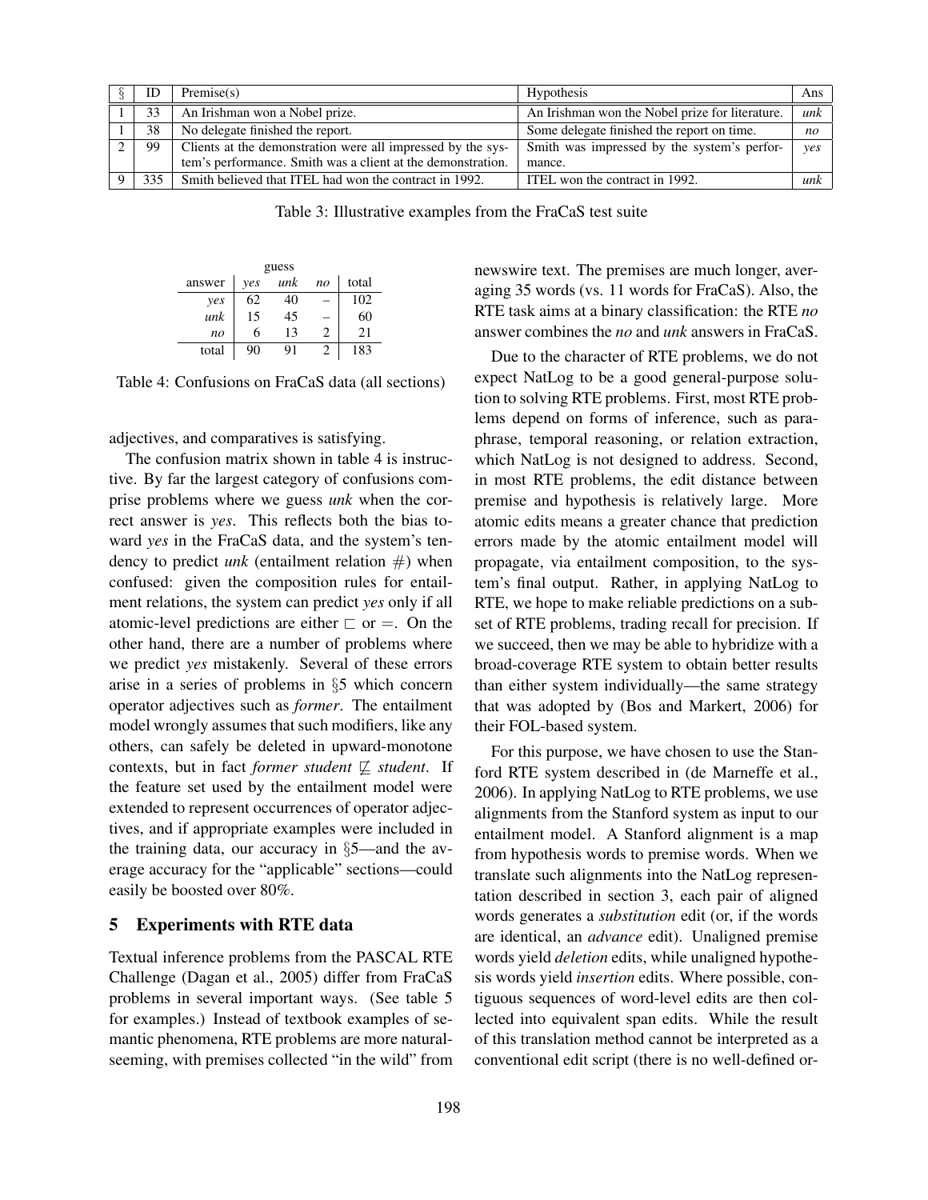| § | ID | Premise(s) | Hypothesis | Ans |
|---|---|---|---|---|
| 1 | 33 | An Irishman won a Nobel prize. | An Irishman won the Nobel prize for literature. | *unk* |
| 1 | 38 | No delegate finished the report. | Some delegate finished the report on time. | *no* |
| 2 | 99 | Clients at the demonstration were all impressed by the system's performance. Smith was a client at the demonstration. | Smith was impressed by the system's performance. | *yes* |
| 9 | 335 | Smith believed that ITEL had won the contract in 1992. | ITEL won the contract in 1992. | *unk* |

Table 3: Illustrative examples from the FraCaS test suite

| | guess | | | |
|---|---|---|---|---|
| answer | *yes* | *unk* | *no* | total |
| *yes* | 62 | 40 | – | 102 |
| *unk* | 15 | 45 | – | 60 |
| *no* | 6 | 13 | 2 | 21 |
| total | 90 | 91 | 2 | 183 |

Table 4: Confusions on FraCaS data (all sections)

adjectives, and comparatives is satisfying.

The confusion matrix shown in table 4 is instructive. By far the largest category of confusions comprise problems where we guess *unk* when the correct answer is *yes*. This reflects both the bias toward *yes* in the FraCaS data, and the system's tendency to predict *unk* (entailment relation $\#$) when confused: given the composition rules for entailment relations, the system can predict *yes* only if all atomic-level predictions are either $\sqsubset$ or $=$. On the other hand, there are a number of problems where we predict *yes* mistakenly. Several of these errors arise in a series of problems in §5 which concern operator adjectives such as *former*. The entailment model wrongly assumes that such modifiers, like any others, can safely be deleted in upward-monotone contexts, but in fact *former student* $\not\sqsubseteq$ *student*. If the feature set used by the entailment model were extended to represent occurrences of operator adjectives, and if appropriate examples were included in the training data, our accuracy in §5—and the average accuracy for the "applicable" sections—could easily be boosted over 80%.

## 5 Experiments with RTE data

Textual inference problems from the PASCAL RTE Challenge (Dagan et al., 2005) differ from FraCaS problems in several important ways. (See table 5 for examples.) Instead of textbook examples of semantic phenomena, RTE problems are more natural-seeming, with premises collected "in the wild" from newswire text. The premises are much longer, averaging 35 words (vs. 11 words for FraCaS). Also, the RTE task aims at a binary classification: the RTE *no* answer combines the *no* and *unk* answers in FraCaS.

Due to the character of RTE problems, we do not expect NatLog to be a good general-purpose solution to solving RTE problems. First, most RTE problems depend on forms of inference, such as paraphrase, temporal reasoning, or relation extraction, which NatLog is not designed to address. Second, in most RTE problems, the edit distance between premise and hypothesis is relatively large. More atomic edits means a greater chance that prediction errors made by the atomic entailment model will propagate, via entailment composition, to the system's final output. Rather, in applying NatLog to RTE, we hope to make reliable predictions on a subset of RTE problems, trading recall for precision. If we succeed, then we may be able to hybridize with a broad-coverage RTE system to obtain better results than either system individually—the same strategy that was adopted by (Bos and Markert, 2006) for their FOL-based system.

For this purpose, we have chosen to use the Stanford RTE system described in (de Marneffe et al., 2006). In applying NatLog to RTE problems, we use alignments from the Stanford system as input to our entailment model. A Stanford alignment is a map from hypothesis words to premise words. When we translate such alignments into the NatLog representation described in section 3, each pair of aligned words generates a *substitution* edit (or, if the words are identical, an *advance* edit). Unaligned premise words yield *deletion* edits, while unaligned hypothesis words yield *insertion* edits. Where possible, contiguous sequences of word-level edits are then collected into equivalent span edits. While the result of this translation method cannot be interpreted as a conventional edit script (there is no well-defined or-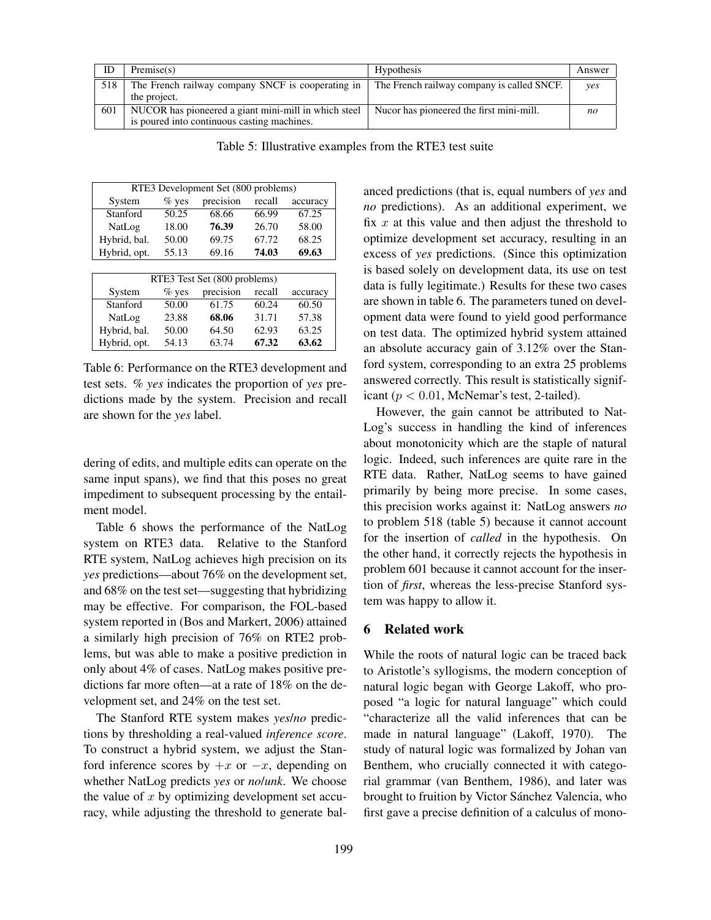| ID | Premise(s) | Hypothesis | Answer |
|---|---|---|---|
| 518 | The French railway company SNCF is cooperating in the project. | The French railway company is called SNCF. | *yes* |
| 601 | NUCOR has pioneered a giant mini-mill in which steel is poured into continuous casting machines. | Nucor has pioneered the first mini-mill. | *no* |

Table 5: Illustrative examples from the RTE3 test suite

| RTE3 Development Set (800 problems) | | | | |
|---|---|---|---|---|
| System | % yes | precision | recall | accuracy |
| Stanford | 50.25 | 68.66 | 66.99 | 67.25 |
| NatLog | 18.00 | **76.39** | 26.70 | 58.00 |
| Hybrid, bal. | 50.00 | 69.75 | 67.72 | 68.25 |
| Hybrid, opt. | 55.13 | 69.16 | **74.03** | **69.63** |

| RTE3 Test Set (800 problems) | | | | |
|---|---|---|---|---|
| System | % yes | precision | recall | accuracy |
| Stanford | 50.00 | 61.75 | 60.24 | 60.50 |
| NatLog | 23.88 | **68.06** | 31.71 | 57.38 |
| Hybrid, bal. | 50.00 | 64.50 | 62.93 | 63.25 |
| Hybrid, opt. | 54.13 | 63.74 | **67.32** | **63.62** |

Table 6: Performance on the RTE3 development and test sets. *% yes* indicates the proportion of *yes* predictions made by the system. Precision and recall are shown for the *yes* label.

dering of edits, and multiple edits can operate on the same input spans), we find that this poses no great impediment to subsequent processing by the entailment model.

Table 6 shows the performance of the NatLog system on RTE3 data. Relative to the Stanford RTE system, NatLog achieves high precision on its *yes* predictions—about 76% on the development set, and 68% on the test set—suggesting that hybridizing may be effective. For comparison, the FOL-based system reported in (Bos and Markert, 2006) attained a similarly high precision of 76% on RTE2 problems, but was able to make a positive prediction in only about 4% of cases. NatLog makes positive predictions far more often—at a rate of 18% on the development set, and 24% on the test set.

The Stanford RTE system makes *yes*/*no* predictions by thresholding a real-valued *inference score*. To construct a hybrid system, we adjust the Stanford inference scores by $+x$ or $-x$, depending on whether NatLog predicts *yes* or *no*/*unk*. We choose the value of $x$ by optimizing development set accuracy, while adjusting the threshold to generate balanced predictions (that is, equal numbers of *yes* and *no* predictions). As an additional experiment, we fix $x$ at this value and then adjust the threshold to optimize development set accuracy, resulting in an excess of *yes* predictions. (Since this optimization is based solely on development data, its use on test data is fully legitimate.) Results for these two cases are shown in table 6. The parameters tuned on development data were found to yield good performance on test data. The optimized hybrid system attained an absolute accuracy gain of 3.12% over the Stanford system, corresponding to an extra 25 problems answered correctly. This result is statistically significant ($p < 0.01$, McNemar's test, 2-tailed).

However, the gain cannot be attributed to NatLog's success in handling the kind of inferences about monotonicity which are the staple of natural logic. Indeed, such inferences are quite rare in the RTE data. Rather, NatLog seems to have gained primarily by being more precise. In some cases, this precision works against it: NatLog answers *no* to problem 518 (table 5) because it cannot account for the insertion of *called* in the hypothesis. On the other hand, it correctly rejects the hypothesis in problem 601 because it cannot account for the insertion of *first*, whereas the less-precise Stanford system was happy to allow it.

## 6 Related work

While the roots of natural logic can be traced back to Aristotle's syllogisms, the modern conception of natural logic began with George Lakoff, who proposed "a logic for natural language" which could "characterize all the valid inferences that can be made in natural language" (Lakoff, 1970). The study of natural logic was formalized by Johan van Benthem, who crucially connected it with categorial grammar (van Benthem, 1986), and later was brought to fruition by Victor Sánchez Valencia, who first gave a precise definition of a calculus of mono-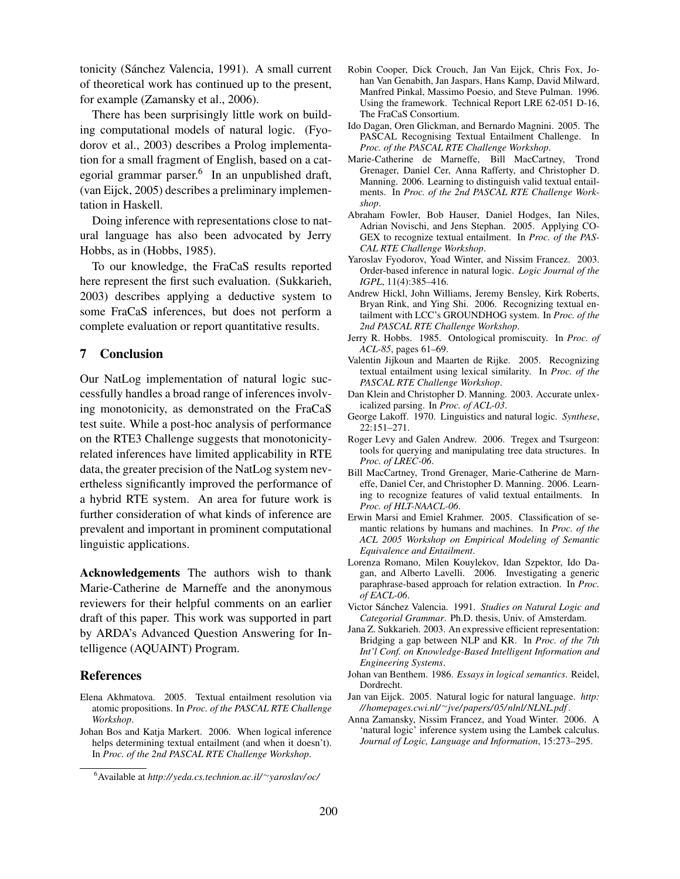tonicity (Sánchez Valencia, 1991). A small current of theoretical work has continued up to the present, for example (Zamansky et al., 2006).

There has been surprisingly little work on building computational models of natural logic. (Fyodorov et al., 2003) describes a Prolog implementation for a small fragment of English, based on a categorial grammar parser.[6] In an unpublished draft, (van Eijck, 2005) describes a preliminary implementation in Haskell.

Doing inference with representations close to natural language has also been advocated by Jerry Hobbs, as in (Hobbs, 1985).

To our knowledge, the FraCaS results reported here represent the first such evaluation. (Sukkarieh, 2003) describes applying a deductive system to some FraCaS inferences, but does not perform a complete evaluation or report quantitative results.

## 7 Conclusion

Our NatLog implementation of natural logic successfully handles a broad range of inferences involving monotonicity, as demonstrated on the FraCaS test suite. While a post-hoc analysis of performance on the RTE3 Challenge suggests that monotonicity-related inferences have limited applicability in RTE data, the greater precision of the NatLog system nevertheless significantly improved the performance of a hybrid RTE system. An area for future work is further consideration of what kinds of inference are prevalent and important in prominent computational linguistic applications.

**Acknowledgements** The authors wish to thank Marie-Catherine de Marneffe and the anonymous reviewers for their helpful comments on an earlier draft of this paper. This work was supported in part by ARDA's Advanced Question Answering for Intelligence (AQUAINT) Program.

## References

Elena Akhmatova. 2005. Textual entailment resolution via atomic propositions. In *Proc. of the PASCAL RTE Challenge Workshop*.

Johan Bos and Katja Markert. 2006. When logical inference helps determining textual entailment (and when it doesn't). In *Proc. of the 2nd PASCAL RTE Challenge Workshop*.

Robin Cooper, Dick Crouch, Jan Van Eijck, Chris Fox, Johan Van Genabith, Jan Jaspars, Hans Kamp, David Milward, Manfred Pinkal, Massimo Poesio, and Steve Pulman. 1996. Using the framework. Technical Report LRE 62-051 D-16, The FraCaS Consortium.

Ido Dagan, Oren Glickman, and Bernardo Magnini. 2005. The PASCAL Recognising Textual Entailment Challenge. In *Proc. of the PASCAL RTE Challenge Workshop*.

Marie-Catherine de Marneffe, Bill MacCartney, Trond Grenager, Daniel Cer, Anna Rafferty, and Christopher D. Manning. 2006. Learning to distinguish valid textual entailments. In *Proc. of the 2nd PASCAL RTE Challenge Workshop*.

Abraham Fowler, Bob Hauser, Daniel Hodges, Ian Niles, Adrian Novischi, and Jens Stephan. 2005. Applying COGEX to recognize textual entailment. In *Proc. of the PASCAL RTE Challenge Workshop*.

Yaroslav Fyodorov, Yoad Winter, and Nissim Francez. 2003. Order-based inference in natural logic. *Logic Journal of the IGPL*, 11(4):385–416.

Andrew Hickl, John Williams, Jeremy Bensley, Kirk Roberts, Bryan Rink, and Ying Shi. 2006. Recognizing textual entailment with LCC's GROUNDHOG system. In *Proc. of the 2nd PASCAL RTE Challenge Workshop*.

Jerry R. Hobbs. 1985. Ontological promiscuity. In *Proc. of ACL-85*, pages 61–69.

Valentin Jijkoun and Maarten de Rijke. 2005. Recognizing textual entailment using lexical similarity. In *Proc. of the PASCAL RTE Challenge Workshop*.

Dan Klein and Christopher D. Manning. 2003. Accurate unlexicalized parsing. In *Proc. of ACL-03*.

George Lakoff. 1970. Linguistics and natural logic. *Synthese*, 22:151–271.

Roger Levy and Galen Andrew. 2006. Tregex and Tsurgeon: tools for querying and manipulating tree data structures. In *Proc. of LREC-06*.

Bill MacCartney, Trond Grenager, Marie-Catherine de Marneffe, Daniel Cer, and Christopher D. Manning. 2006. Learning to recognize features of valid textual entailments. In *Proc. of HLT-NAACL-06*.

Erwin Marsi and Emiel Krahmer. 2005. Classification of semantic relations by humans and machines. In *Proc. of the ACL 2005 Workshop on Empirical Modeling of Semantic Equivalence and Entailment*.

Lorenza Romano, Milen Kouylekov, Idan Szpektor, Ido Dagan, and Alberto Lavelli. 2006. Investigating a generic paraphrase-based approach for relation extraction. In *Proc. of EACL-06*.

Victor Sánchez Valencia. 1991. *Studies on Natural Logic and Categorial Grammar*. Ph.D. thesis, Univ. of Amsterdam.

Jana Z. Sukkarieh. 2003. An expressive efficient representation: Bridging a gap between NLP and KR. In *Proc. of the 7th Int'l Conf. on Knowledge-Based Intelligent Information and Engineering Systems*.

Johan van Benthem. 1986. *Essays in logical semantics*. Reidel, Dordrecht.

Jan van Eijck. 2005. Natural logic for natural language. *http://homepages.cwi.nl/~jve/papers/05/nlnl/NLNL.pdf*.

Anna Zamansky, Nissim Francez, and Yoad Winter. 2006. A 'natural logic' inference system using the Lambek calculus. *Journal of Logic, Language and Information*, 15:273–295.

[6] Available at *http://yeda.cs.technion.ac.il/~yaroslav/oc/*